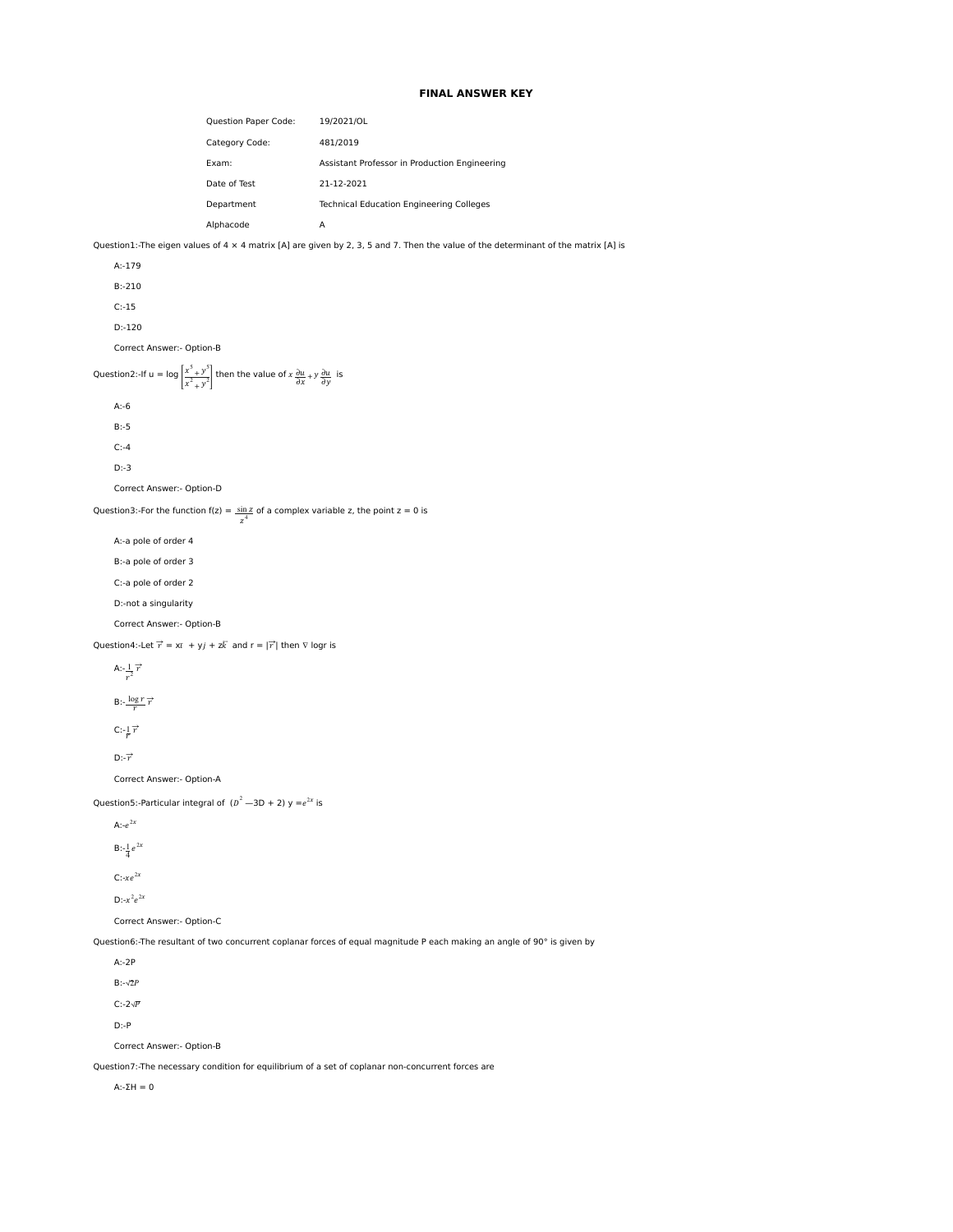# FINAL ANSWER KEY

| | |
|---|---|
| Question Paper Code: | 19/2021/OL |
| Category Code: | 481/2019 |
| Exam: | Assistant Professor in Production Engineering |
| Date of Test | 21-12-2021 |
| Department | Technical Education Engineering Colleges |
| Alphacode | A |

Question1:-The eigen values of 4 × 4 matrix [A] are given by 2, 3, 5 and 7. Then the value of the determinant of the matrix [A] is

A:-179

B:-210

C:-15

D:-120

Correct Answer:- Option-B

Question2:-If u = log $\left[\frac{x^5+y^5}{x^2+y^2}\right]$ then the value of $x\frac{\partial u}{\partial x}+y\frac{\partial u}{\partial y}$ is

A:-6

B:-5

C:-4

D:-3

Correct Answer:- Option-D

Question3:-For the function f(z) = $\frac{\sin z}{z^4}$ of a complex variable z, the point z = 0 is

A:-a pole of order 4

B:-a pole of order 3

C:-a pole of order 2

D:-not a singularity

Correct Answer:- Option-B

Question4:-Let $\vec{r}$ = x$\bar{\imath}$ + y$j$ + z$\bar{k}$ and r = |$\vec{r}$| then ∇ logr is

A:-$\frac{1}{r^2}\vec{r}$

B:-$\frac{\log r}{r}\vec{r}$

C:-$\frac{1}{r}\vec{r}$

D:-$\vec{r}$

Correct Answer:- Option-A

Question5:-Particular integral of $(D^2 - 3D + 2)$ y = $e^{2x}$ is

A:-$e^{2x}$

B:-$\frac{1}{4}e^{2x}$

C:-$xe^{2x}$

D:-$x^2e^{2x}$

Correct Answer:- Option-C

Question6:-The resultant of two concurrent coplanar forces of equal magnitude P each making an angle of 90° is given by

A:-2P

B:-$\sqrt{2}P$

C:-$2\sqrt{P}$

D:-P

Correct Answer:- Option-B

Question7:-The necessary condition for equilibrium of a set of coplanar non-concurrent forces are

A:-ΣH = 0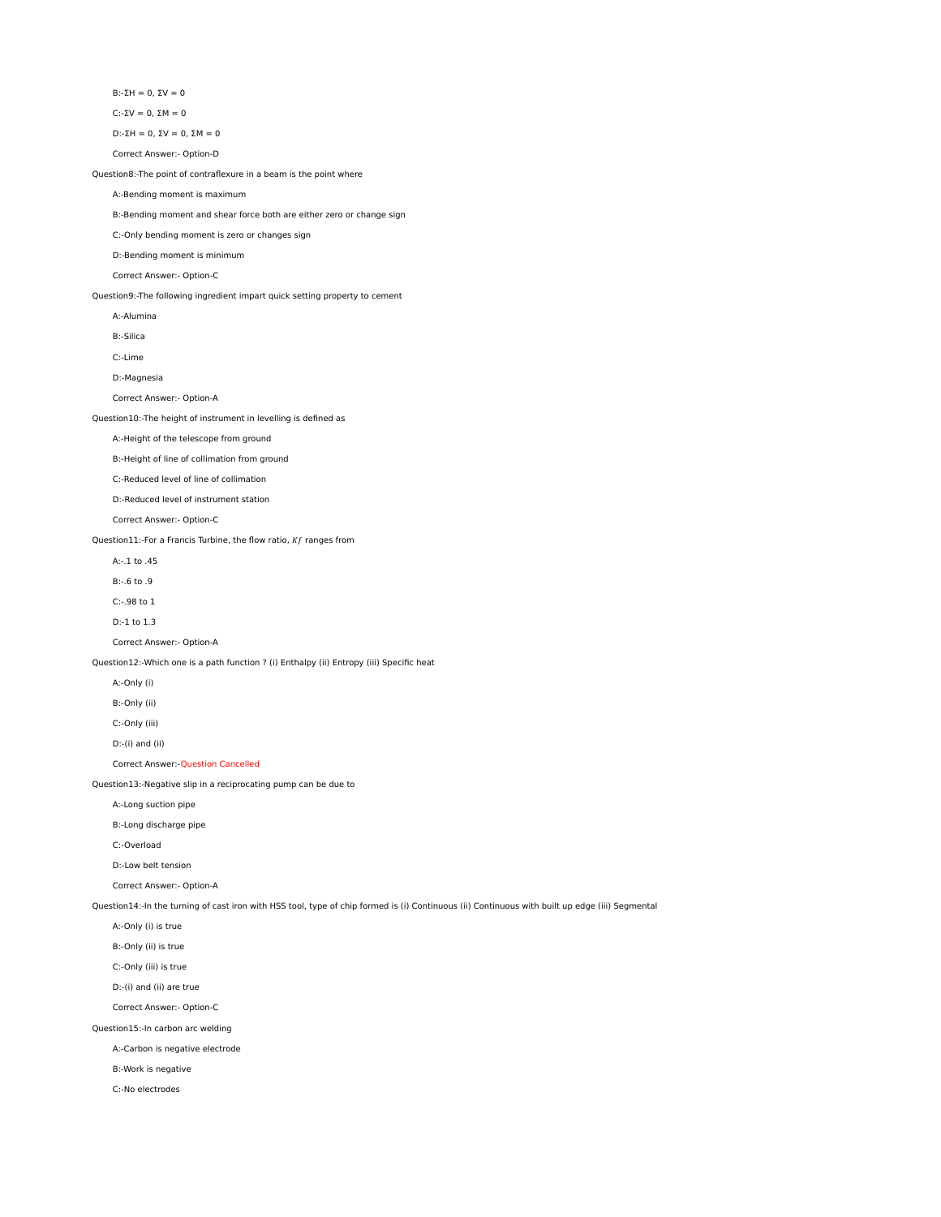B:-ΣH = 0, ΣV = 0

C:-ΣV = 0, ΣM = 0

D:-ΣH = 0, ΣV = 0, ΣM = 0

Correct Answer:- Option-D

Question8:-The point of contraflexure in a beam is the point where

A:-Bending moment is maximum

B:-Bending moment and shear force both are either zero or change sign

C:-Only bending moment is zero or changes sign

D:-Bending moment is minimum

Correct Answer:- Option-C

Question9:-The following ingredient impart quick setting property to cement

A:-Alumina

B:-Silica

C:-Lime

D:-Magnesia

Correct Answer:- Option-A

Question10:-The height of instrument in levelling is defined as

A:-Height of the telescope from ground

B:-Height of line of collimation from ground

C:-Reduced level of line of collimation

D:-Reduced level of instrument station

Correct Answer:- Option-C

Question11:-For a Francis Turbine, the flow ratio, $K_f$ ranges from

A:-.1 to .45

B:-.6 to .9

C:-.98 to 1

D:-1 to 1.3

Correct Answer:- Option-A

Question12:-Which one is a path function ? (i) Enthalpy (ii) Entropy (iii) Specific heat

A:-Only (i)

B:-Only (ii)

C:-Only (iii)

D:-(i) and (ii)

Correct Answer:-Question Cancelled

Question13:-Negative slip in a reciprocating pump can be due to

A:-Long suction pipe

B:-Long discharge pipe

C:-Overload

D:-Low belt tension

Correct Answer:- Option-A

Question14:-In the turning of cast iron with HSS tool, type of chip formed is (i) Continuous (ii) Continuous with built up edge (iii) Segmental

A:-Only (i) is true

B:-Only (ii) is true

C:-Only (iii) is true

D:-(i) and (ii) are true

Correct Answer:- Option-C

Question15:-In carbon arc welding

A:-Carbon is negative electrode

B:-Work is negative

C:-No electrodes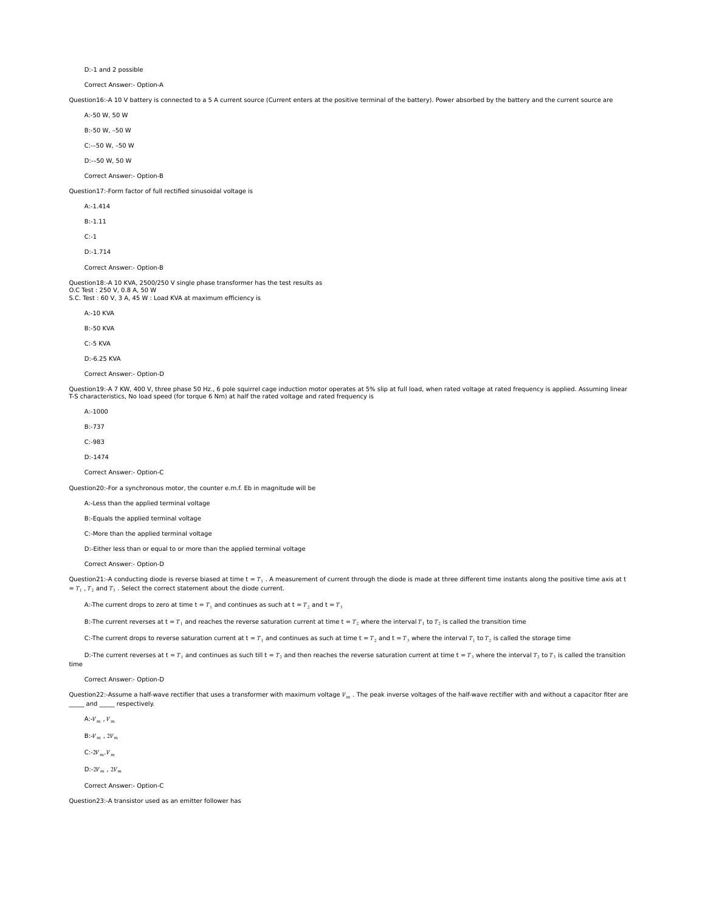D:-1 and 2 possible

Correct Answer:- Option-A

Question16:-A 10 V battery is connected to a 5 A current source (Current enters at the positive terminal of the battery). Power absorbed by the battery and the current source are

A:-50 W, 50 W

B:-50 W, –50 W

C:-–50 W, –50 W

D:-–50 W, 50 W

Correct Answer:- Option-B

Question17:-Form factor of full rectified sinusoidal voltage is

A:-1.414

B:-1.11

C:-1

D:-1.714

Correct Answer:- Option-B

Question18:-A 10 KVA, 2500/250 V single phase transformer has the test results as
O.C Test : 250 V, 0.8 A, 50 W
S.C. Test : 60 V, 3 A, 45 W : Load KVA at maximum efficiency is

A:-10 KVA

B:-50 KVA

C:-5 KVA

D:-6.25 KVA

Correct Answer:- Option-D

Question19:-A 7 KW, 400 V, three phase 50 Hz., 6 pole squirrel cage induction motor operates at 5% slip at full load, when rated voltage at rated frequency is applied. Assuming linear T-S characteristics, No load speed (for torque 6 Nm) at half the rated voltage and rated frequency is

A:-1000

B:-737

C:-983

D:-1474

Correct Answer:- Option-C

Question20:-For a synchronous motor, the counter e.m.f. Eb in magnitude will be

A:-Less than the applied terminal voltage

B:-Equals the applied terminal voltage

C:-More than the applied terminal voltage

D:-Either less than or equal to or more than the applied terminal voltage

Correct Answer:- Option-D

Question21:-A conducting diode is reverse biased at time t = $T_1$ . A measurement of current through the diode is made at three different time instants along the positive time axis at t = $T_1$ , $T_2$ and $T_3$ . Select the correct statement about the diode current.

A:-The current drops to zero at time t = $T_1$ and continues as such at t = $T_2$ and t = $T_3$

B:-The current reverses at t = $T_1$ and reaches the reverse saturation current at time t = $T_2$ where the interval $T_1$ to $T_2$ is called the transition time

C:-The current drops to reverse saturation current at t = $T_1$ and continues as such at time t = $T_2$ and t = $T_3$ where the interval $T_1$ to $T_2$ is called the storage time

D:-The current reverses at t = $T_1$ and continues as such till t = $T_2$ and then reaches the reverse saturation current at time t = $T_3$ where the interval $T_2$ to $T_3$ is called the transition time

Correct Answer:- Option-D

Question22:-Assume a half-wave rectifier that uses a transformer with maximum voltage $V_m$ . The peak inverse voltages of the half-wave rectifier with and without a capacitor fiter are _____ and _____ respectively.

A:-$V_m$ , $V_m$

B:-$V_m$ , $2V_m$

C:-$2V_m$,$V_m$

D:-$2V_m$ , $2V_m$

Correct Answer:- Option-C

Question23:-A transistor used as an emitter follower has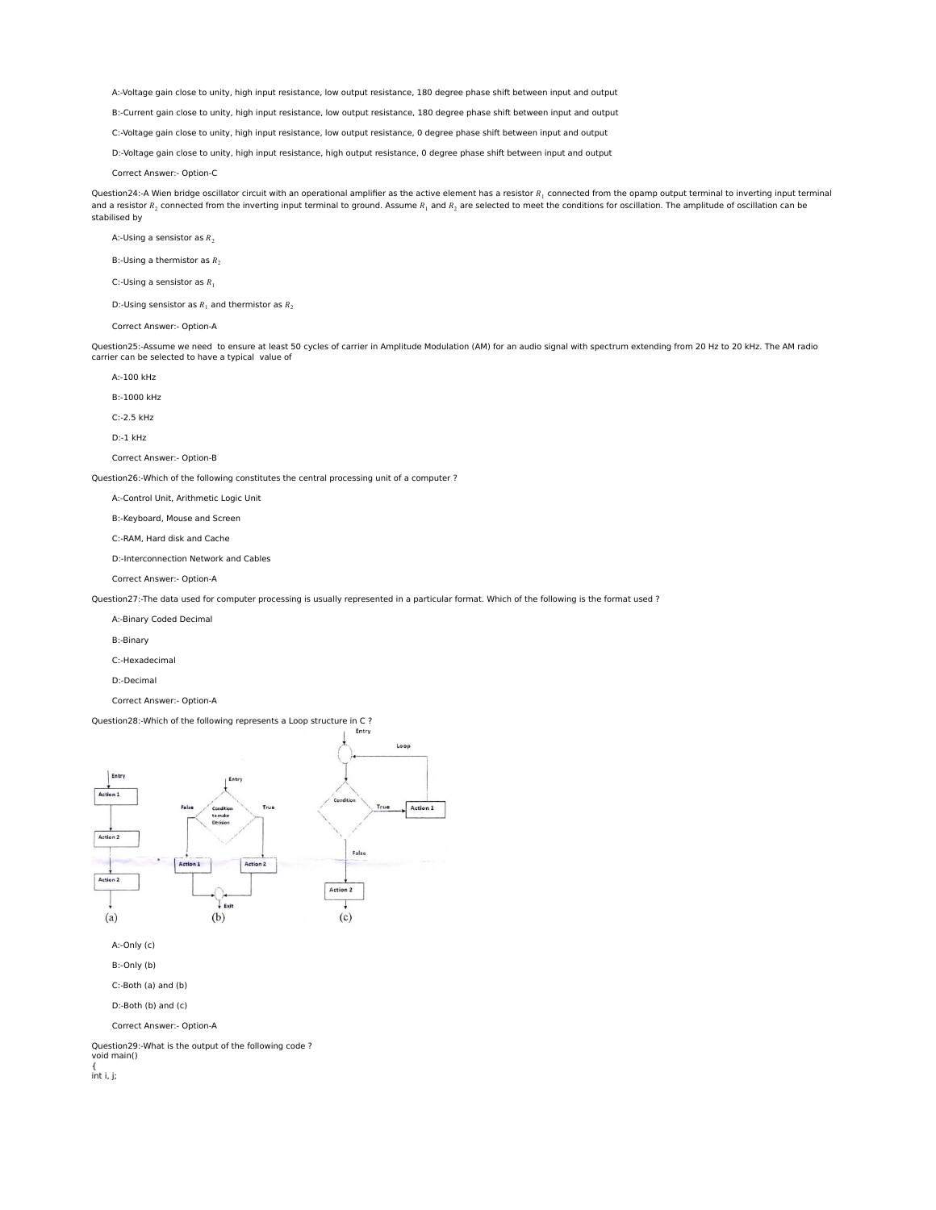A:-Voltage gain close to unity, high input resistance, low output resistance, 180 degree phase shift between input and output

B:-Current gain close to unity, high input resistance, low output resistance, 180 degree phase shift between input and output

C:-Voltage gain close to unity, high input resistance, low output resistance, 0 degree phase shift between input and output

D:-Voltage gain close to unity, high input resistance, high output resistance, 0 degree phase shift between input and output

Correct Answer:- Option-C

Question24:-A Wien bridge oscillator circuit with an operational amplifier as the active element has a resistor $R_1$ connected from the opamp output terminal to inverting input terminal and a resistor $R_2$ connected from the inverting input terminal to ground. Assume $R_1$ and $R_2$ are selected to meet the conditions for oscillation. The amplitude of oscillation can be stabilised by

A:-Using a sensistor as $R_2$

B:-Using a thermistor as $R_2$

C:-Using a sensistor as $R_1$

D:-Using sensistor as $R_1$ and thermistor as $R_2$

Correct Answer:- Option-A

Question25:-Assume we need to ensure at least 50 cycles of carrier in Amplitude Modulation (AM) for an audio signal with spectrum extending from 20 Hz to 20 kHz. The AM radio carrier can be selected to have a typical value of

A:-100 kHz

B:-1000 kHz

C:-2.5 kHz

D:-1 kHz

Correct Answer:- Option-B

Question26:-Which of the following constitutes the central processing unit of a computer ?

A:-Control Unit, Arithmetic Logic Unit

B:-Keyboard, Mouse and Screen

C:-RAM, Hard disk and Cache

D:-Interconnection Network and Cables

Correct Answer:- Option-A

Question27:-The data used for computer processing is usually represented in a particular format. Which of the following is the format used ?

A:-Binary Coded Decimal

B:-Binary

C:-Hexadecimal

D:-Decimal

Correct Answer:- Option-A

Question28:-Which of the following represents a Loop structure in C ?

A:-Only (c)

B:-Only (b)

C:-Both (a) and (b)

D:-Both (b) and (c)

Correct Answer:- Option-A

Question29:-What is the output of the following code ?

```
void main()
{
int i, j;
```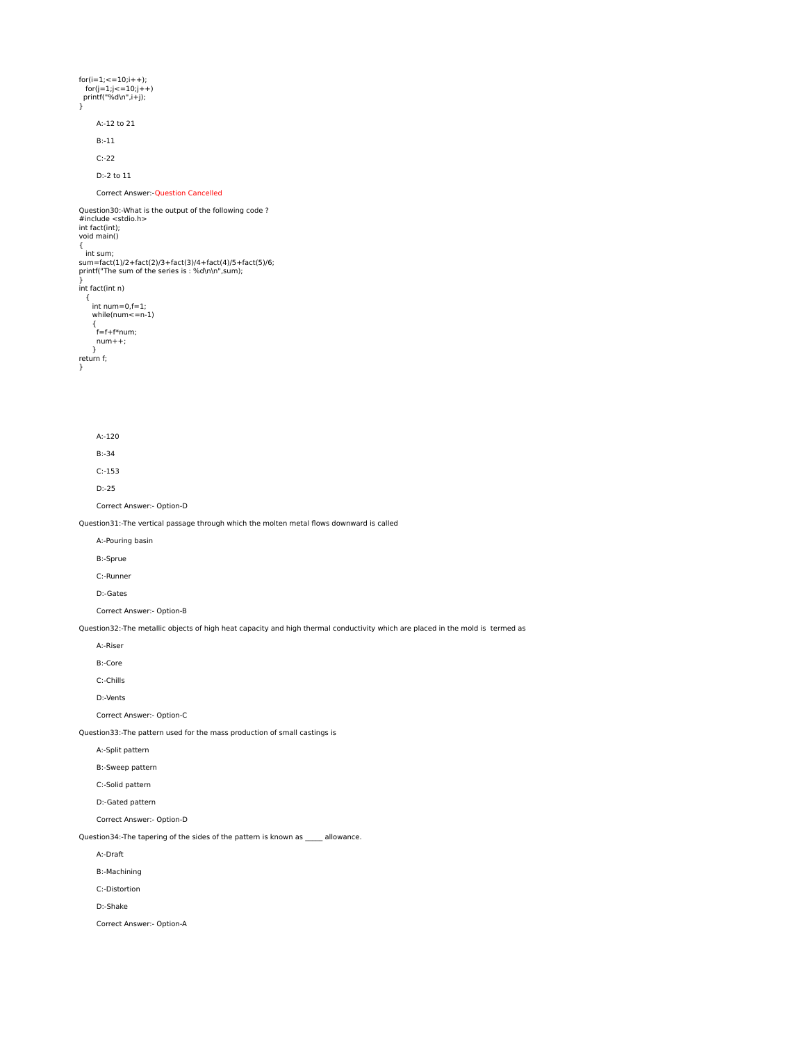```
for(i=1;<=10;i++);
  for(j=1;j<=10;j++)
 printf("%d\n",i+j);
}
```

A:-12 to 21

B:-11

C:-22

D:-2 to 11

Correct Answer:-Question Cancelled

Question30:-What is the output of the following code ?

```
#include <stdio.h>
int fact(int);
void main()
{
  int sum;
sum=fact(1)/2+fact(2)/3+fact(3)/4+fact(4)/5+fact(5)/6;
printf("The sum of the series is : %d\n\n",sum);
}
int fact(int n)
  {
    int num=0,f=1;
    while(num<=n-1)
    {
     f=f+f*num;
     num++;
    }
return f;
}
```

A:-120

B:-34

C:-153

D:-25

Correct Answer:- Option-D

Question31:-The vertical passage through which the molten metal flows downward is called

A:-Pouring basin

B:-Sprue

C:-Runner

D:-Gates

Correct Answer:- Option-B

Question32:-The metallic objects of high heat capacity and high thermal conductivity which are placed in the mold is termed as

A:-Riser

B:-Core

C:-Chills

D:-Vents

Correct Answer:- Option-C

Question33:-The pattern used for the mass production of small castings is

A:-Split pattern

B:-Sweep pattern

C:-Solid pattern

D:-Gated pattern

Correct Answer:- Option-D

Question34:-The tapering of the sides of the pattern is known as _____ allowance.

A:-Draft

B:-Machining

C:-Distortion

D:-Shake

Correct Answer:- Option-A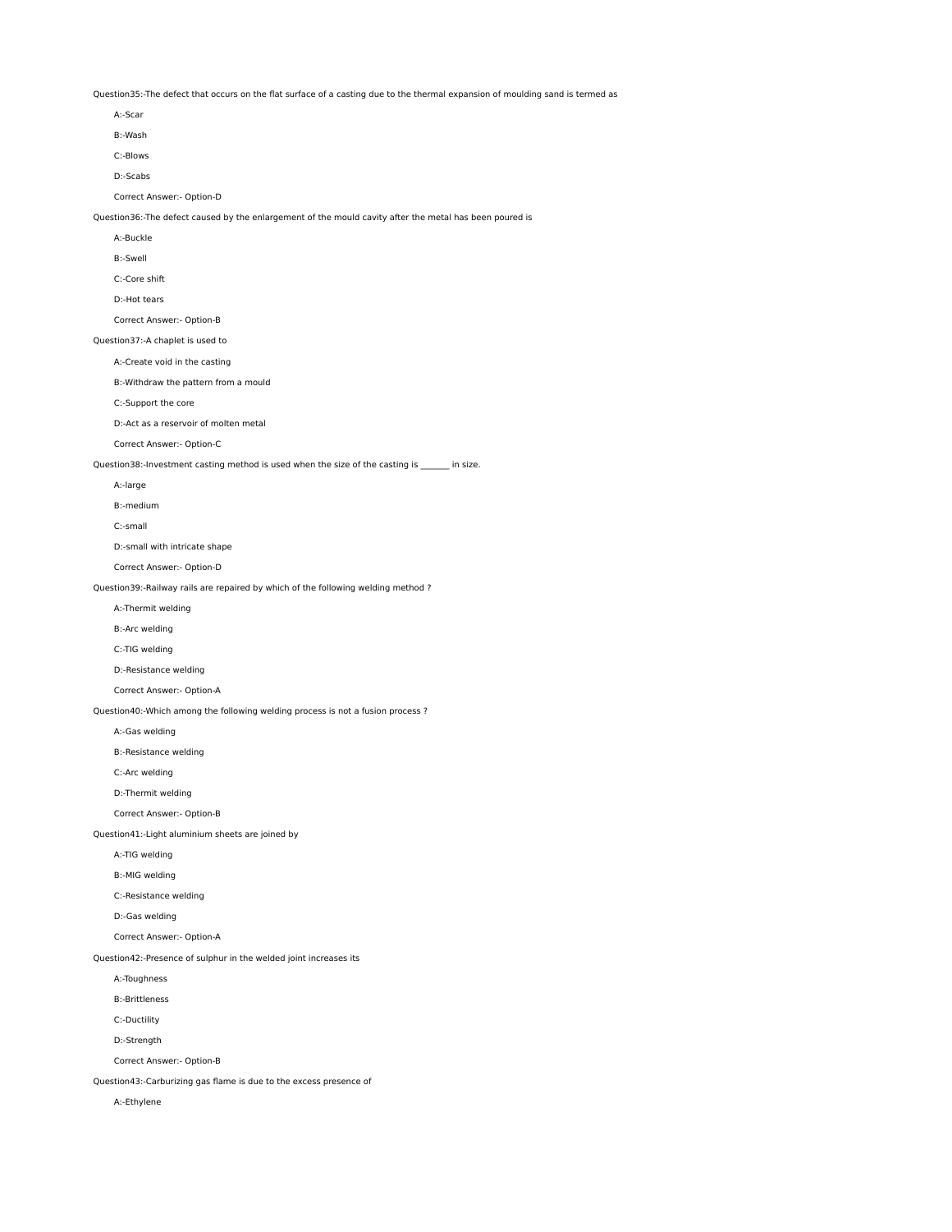Question35:-The defect that occurs on the flat surface of a casting due to the thermal expansion of moulding sand is termed as

A:-Scar

B:-Wash

C:-Blows

D:-Scabs

Correct Answer:- Option-D

Question36:-The defect caused by the enlargement of the mould cavity after the metal has been poured is

A:-Buckle

B:-Swell

C:-Core shift

D:-Hot tears

Correct Answer:- Option-B

Question37:-A chaplet is used to

A:-Create void in the casting

B:-Withdraw the pattern from a mould

C:-Support the core

D:-Act as a reservoir of molten metal

Correct Answer:- Option-C

Question38:-Investment casting method is used when the size of the casting is _______ in size.

A:-large

B:-medium

C:-small

D:-small with intricate shape

Correct Answer:- Option-D

Question39:-Railway rails are repaired by which of the following welding method ?

A:-Thermit welding

B:-Arc welding

C:-TIG welding

D:-Resistance welding

Correct Answer:- Option-A

Question40:-Which among the following welding process is not a fusion process ?

A:-Gas welding

B:-Resistance welding

C:-Arc welding

D:-Thermit welding

Correct Answer:- Option-B

Question41:-Light aluminium sheets are joined by

A:-TIG welding

B:-MIG welding

C:-Resistance welding

D:-Gas welding

Correct Answer:- Option-A

Question42:-Presence of sulphur in the welded joint increases its

A:-Toughness

B:-Brittleness

C:-Ductility

D:-Strength

Correct Answer:- Option-B

Question43:-Carburizing gas flame is due to the excess presence of

A:-Ethylene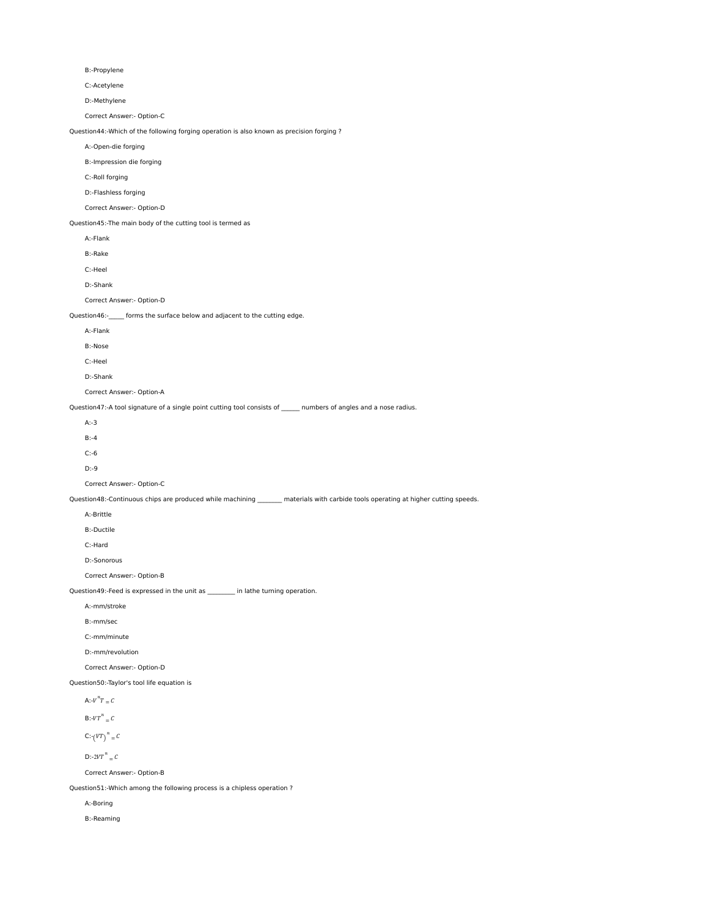B:-Propylene

C:-Acetylene

D:-Methylene

Correct Answer:- Option-C

Question44:-Which of the following forging operation is also known as precision forging ?

A:-Open-die forging

B:-Impression die forging

C:-Roll forging

D:-Flashless forging

Correct Answer:- Option-D

Question45:-The main body of the cutting tool is termed as

A:-Flank

B:-Rake

C:-Heel

D:-Shank

Correct Answer:- Option-D

Question46:-_____ forms the surface below and adjacent to the cutting edge.

A:-Flank

B:-Nose

C:-Heel

D:-Shank

Correct Answer:- Option-A

Question47:-A tool signature of a single point cutting tool consists of ______ numbers of angles and a nose radius.

A:-3

B:-4

C:-6

D:-9

Correct Answer:- Option-C

Question48:-Continuous chips are produced while machining ________ materials with carbide tools operating at higher cutting speeds.

A:-Brittle

B:-Ductile

C:-Hard

D:-Sonorous

Correct Answer:- Option-B

Question49:-Feed is expressed in the unit as _________ in lathe turning operation.

A:-mm/stroke

B:-mm/sec

C:-mm/minute

D:-mm/revolution

Correct Answer:- Option-D

Question50:-Taylor's tool life equation is

A:-$V^nT = C$

B:-$VT^n = C$

C:-$(VT)^n = C$

D:-$2VT^n = C$

Correct Answer:- Option-B

Question51:-Which among the following process is a chipless operation ?

A:-Boring

B:-Reaming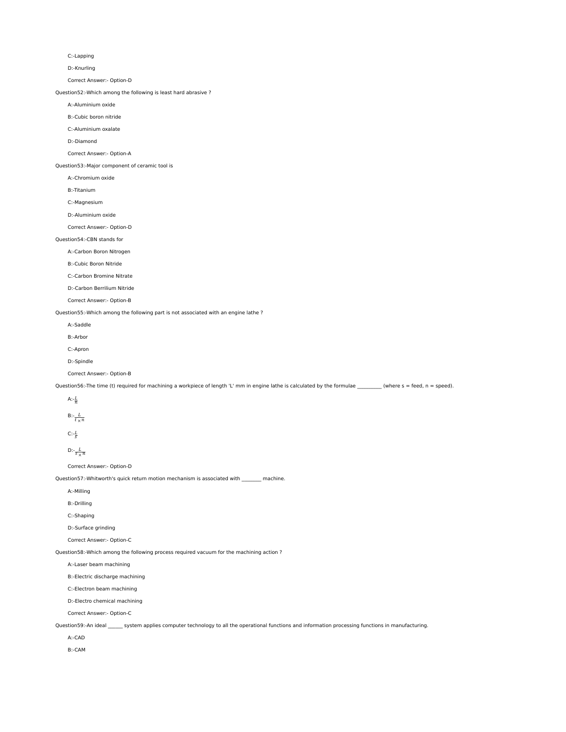C:-Lapping

D:-Knurling

Correct Answer:- Option-D

Question52:-Which among the following is least hard abrasive ?

A:-Aluminium oxide

B:-Cubic boron nitride

C:-Aluminium oxalate

D:-Diamond

Correct Answer:- Option-A

Question53:-Major component of ceramic tool is

A:-Chromium oxide

B:-Titanium

C:-Magnesium

D:-Aluminium oxide

Correct Answer:- Option-D

Question54:-CBN stands for

A:-Carbon Boron Nitrogen

B:-Cubic Boron Nitride

C:-Carbon Bromine Nitrate

D:-Carbon Berrilium Nitride

Correct Answer:- Option-B

Question55:-Which among the following part is not associated with an engine lathe ?

A:-Saddle

B:-Arbor

C:-Apron

D:-Spindle

Correct Answer:- Option-B

Question56:-The time (t) required for machining a workpiece of length 'L' mm in engine lathe is calculated by the formulae __________ (where s = feed, n = speed).

A:-$\frac{L}{n}$

B:-$\frac{L}{t \times n}$

C:-$\frac{L}{s}$

D:-$\frac{L}{s \times n}$

Correct Answer:- Option-D

Question57:-Whitworth's quick return motion mechanism is associated with ________ machine.

A:-Milling

B:-Drilling

C:-Shaping

D:-Surface grinding

Correct Answer:- Option-C

Question58:-Which among the following process required vacuum for the machining action ?

A:-Laser beam machining

B:-Electric discharge machining

C:-Electron beam machining

D:-Electro chemical machining

Correct Answer:- Option-C

Question59:-An ideal ______ system applies computer technology to all the operational functions and information processing functions in manufacturing.

A:-CAD

B:-CAM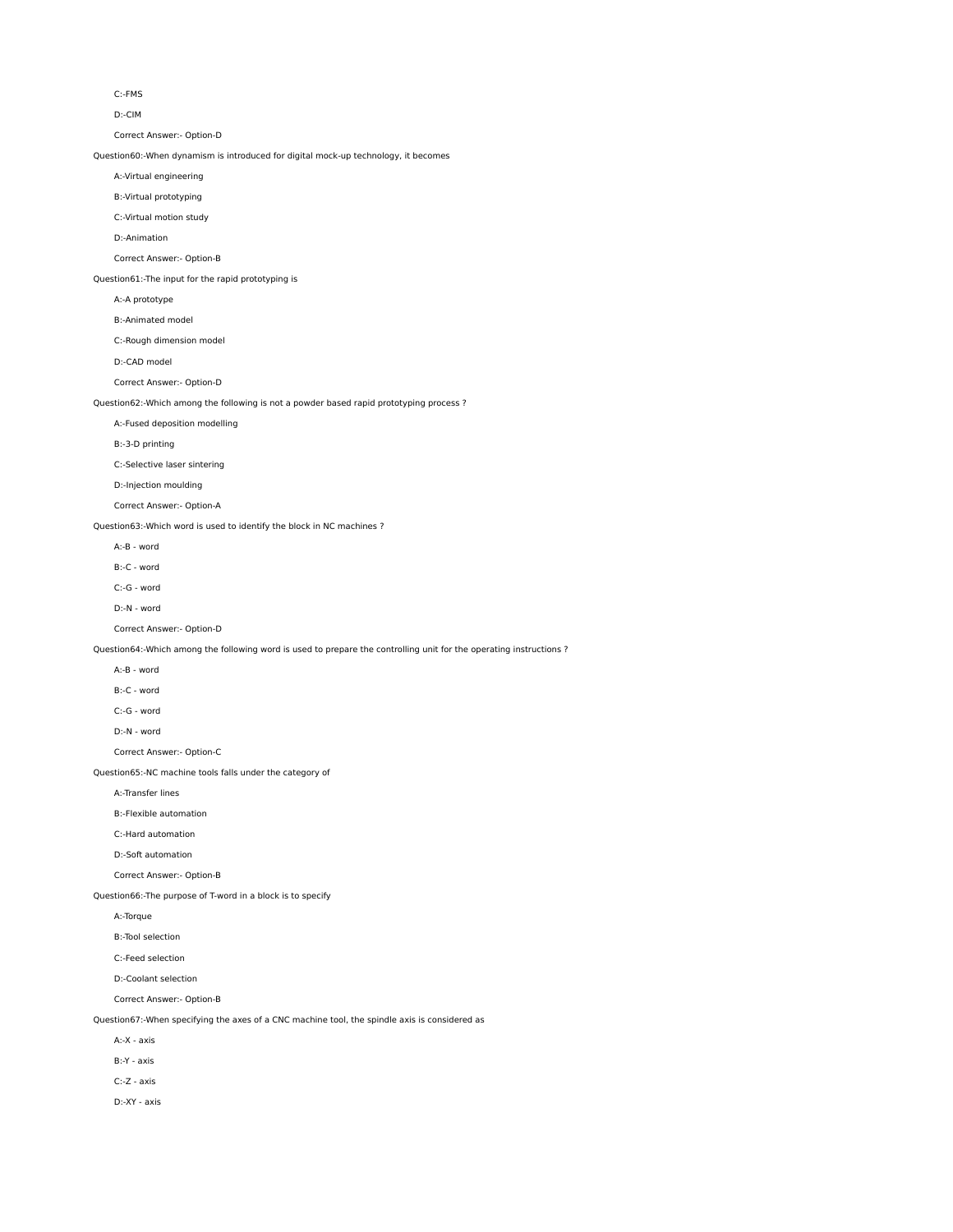C:-FMS

D:-CIM

Correct Answer:- Option-D

Question60:-When dynamism is introduced for digital mock-up technology, it becomes

A:-Virtual engineering

B:-Virtual prototyping

C:-Virtual motion study

D:-Animation

Correct Answer:- Option-B

Question61:-The input for the rapid prototyping is

A:-A prototype

B:-Animated model

C:-Rough dimension model

D:-CAD model

Correct Answer:- Option-D

Question62:-Which among the following is not a powder based rapid prototyping process ?

A:-Fused deposition modelling

B:-3-D printing

C:-Selective laser sintering

D:-Injection moulding

Correct Answer:- Option-A

Question63:-Which word is used to identify the block in NC machines ?

A:-B - word

B:-C - word

C:-G - word

D:-N - word

Correct Answer:- Option-D

Question64:-Which among the following word is used to prepare the controlling unit for the operating instructions ?

A:-B - word

B:-C - word

C:-G - word

D:-N - word

Correct Answer:- Option-C

Question65:-NC machine tools falls under the category of

A:-Transfer lines

B:-Flexible automation

C:-Hard automation

D:-Soft automation

Correct Answer:- Option-B

Question66:-The purpose of T-word in a block is to specify

A:-Torque

B:-Tool selection

C:-Feed selection

D:-Coolant selection

Correct Answer:- Option-B

Question67:-When specifying the axes of a CNC machine tool, the spindle axis is considered as

A:-X - axis

B:-Y - axis

C:-Z - axis

D:-XY - axis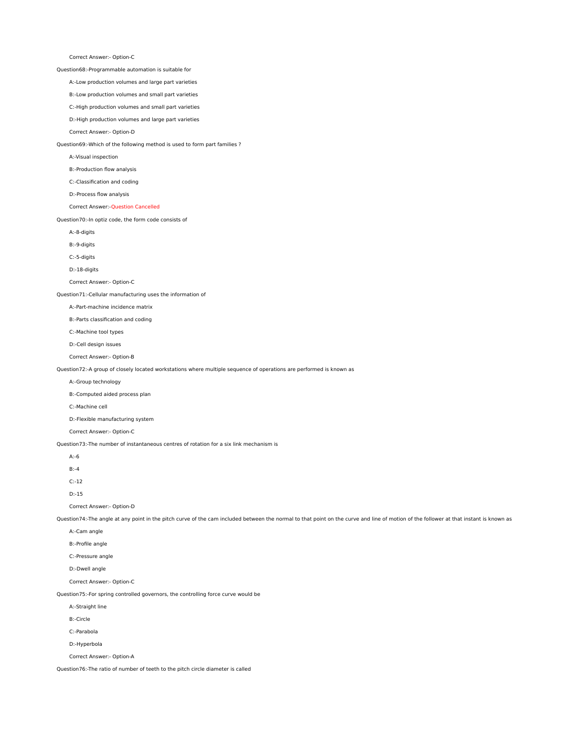Correct Answer:- Option-C

Question68:-Programmable automation is suitable for

A:-Low production volumes and large part varieties

B:-Low production volumes and small part varieties

C:-High production volumes and small part varieties

D:-High production volumes and large part varieties

Correct Answer:- Option-D

Question69:-Which of the following method is used to form part families ?

A:-Visual inspection

B:-Production flow analysis

C:-Classification and coding

D:-Process flow analysis

Correct Answer:-Question Cancelled

Question70:-In optiz code, the form code consists of

A:-8-digits

B:-9-digits

C:-5-digits

D:-18-digits

Correct Answer:- Option-C

Question71:-Cellular manufacturing uses the information of

A:-Part-machine incidence matrix

B:-Parts classification and coding

C:-Machine tool types

D:-Cell design issues

Correct Answer:- Option-B

Question72:-A group of closely located workstations where multiple sequence of operations are performed is known as

A:-Group technology

B:-Computed aided process plan

C:-Machine cell

D:-Flexible manufacturing system

Correct Answer:- Option-C

Question73:-The number of instantaneous centres of rotation for a six link mechanism is

A:-6

B:-4

C:-12

D:-15

Correct Answer:- Option-D

Question74:-The angle at any point in the pitch curve of the cam included between the normal to that point on the curve and line of motion of the follower at that instant is known as

A:-Cam angle

B:-Profile angle

C:-Pressure angle

D:-Dwell angle

Correct Answer:- Option-C

Question75:-For spring controlled governors, the controlling force curve would be

A:-Straight line

B:-Circle

C:-Parabola

D:-Hyperbola

Correct Answer:- Option-A

Question76:-The ratio of number of teeth to the pitch circle diameter is called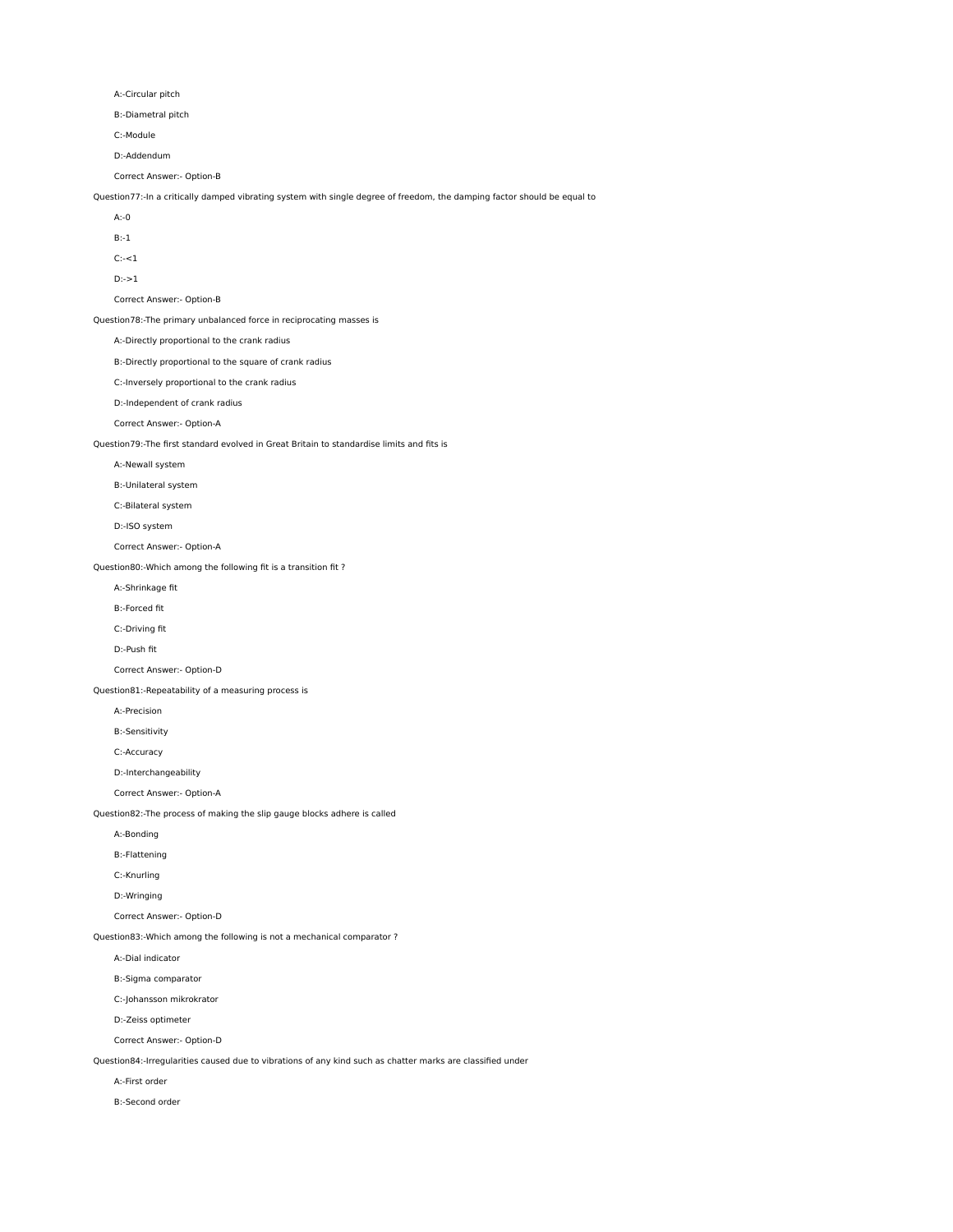A:-Circular pitch

B:-Diametral pitch

C:-Module

D:-Addendum

Correct Answer:- Option-B

Question77:-In a critically damped vibrating system with single degree of freedom, the damping factor should be equal to

A:-0

B:-1

C:-<1

D:->1

Correct Answer:- Option-B

Question78:-The primary unbalanced force in reciprocating masses is

A:-Directly proportional to the crank radius

B:-Directly proportional to the square of crank radius

C:-Inversely proportional to the crank radius

D:-Independent of crank radius

Correct Answer:- Option-A

Question79:-The first standard evolved in Great Britain to standardise limits and fits is

A:-Newall system

B:-Unilateral system

C:-Bilateral system

D:-ISO system

Correct Answer:- Option-A

Question80:-Which among the following fit is a transition fit ?

A:-Shrinkage fit

B:-Forced fit

C:-Driving fit

D:-Push fit

Correct Answer:- Option-D

Question81:-Repeatability of a measuring process is

A:-Precision

B:-Sensitivity

C:-Accuracy

D:-Interchangeability

Correct Answer:- Option-A

Question82:-The process of making the slip gauge blocks adhere is called

A:-Bonding

B:-Flattening

C:-Knurling

D:-Wringing

Correct Answer:- Option-D

Question83:-Which among the following is not a mechanical comparator ?

A:-Dial indicator

B:-Sigma comparator

C:-Johansson mikrokrator

D:-Zeiss optimeter

Correct Answer:- Option-D

Question84:-Irregularities caused due to vibrations of any kind such as chatter marks are classified under

A:-First order

B:-Second order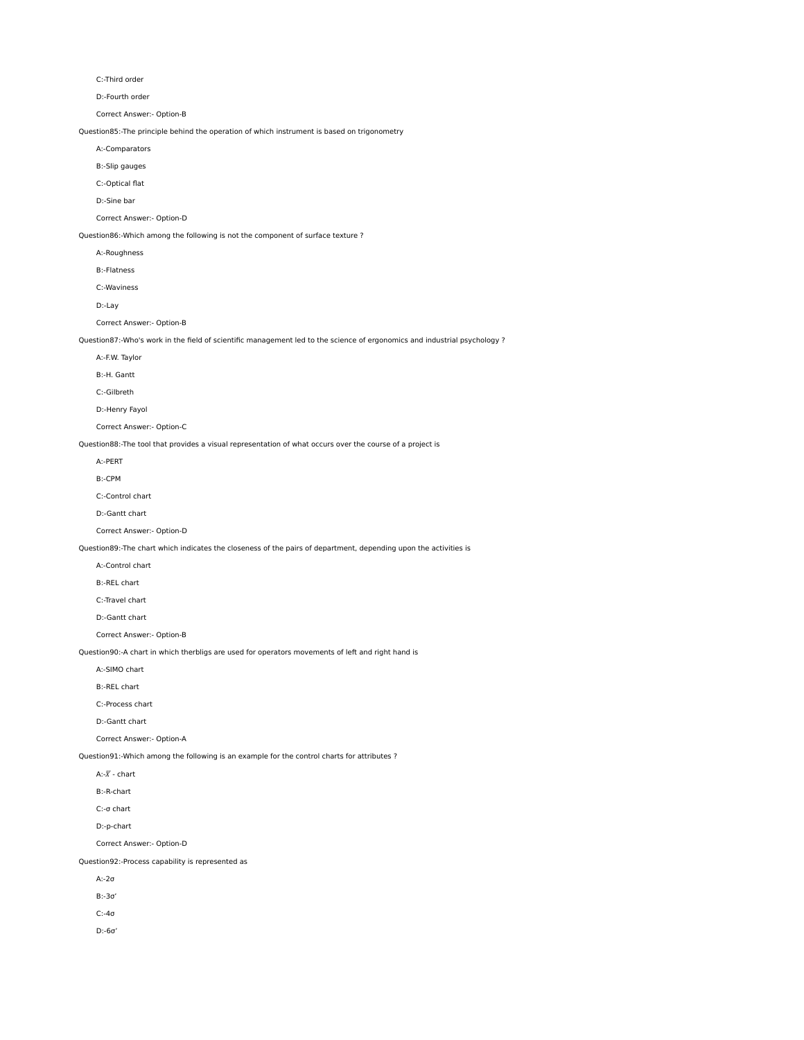C:-Third order

D:-Fourth order

Correct Answer:- Option-B

Question85:-The principle behind the operation of which instrument is based on trigonometry

A:-Comparators

B:-Slip gauges

C:-Optical flat

D:-Sine bar

Correct Answer:- Option-D

Question86:-Which among the following is not the component of surface texture ?

A:-Roughness

B:-Flatness

C:-Waviness

D:-Lay

Correct Answer:- Option-B

Question87:-Who's work in the field of scientific management led to the science of ergonomics and industrial psychology ?

A:-F.W. Taylor

B:-H. Gantt

C:-Gilbreth

D:-Henry Fayol

Correct Answer:- Option-C

Question88:-The tool that provides a visual representation of what occurs over the course of a project is

A:-PERT

B:-CPM

C:-Control chart

D:-Gantt chart

Correct Answer:- Option-D

Question89:-The chart which indicates the closeness of the pairs of department, depending upon the activities is

A:-Control chart

B:-REL chart

C:-Travel chart

D:-Gantt chart

Correct Answer:- Option-B

Question90:-A chart in which therbligs are used for operators movements of left and right hand is

A:-SIMO chart

B:-REL chart

C:-Process chart

D:-Gantt chart

Correct Answer:- Option-A

Question91:-Which among the following is an example for the control charts for attributes ?

A:-$\bar{X}$ - chart

B:-R-chart

C:-σ chart

D:-p-chart

Correct Answer:- Option-D

Question92:-Process capability is represented as

A:-2σ

B:-3σ′

C:-4σ

D:-6σ′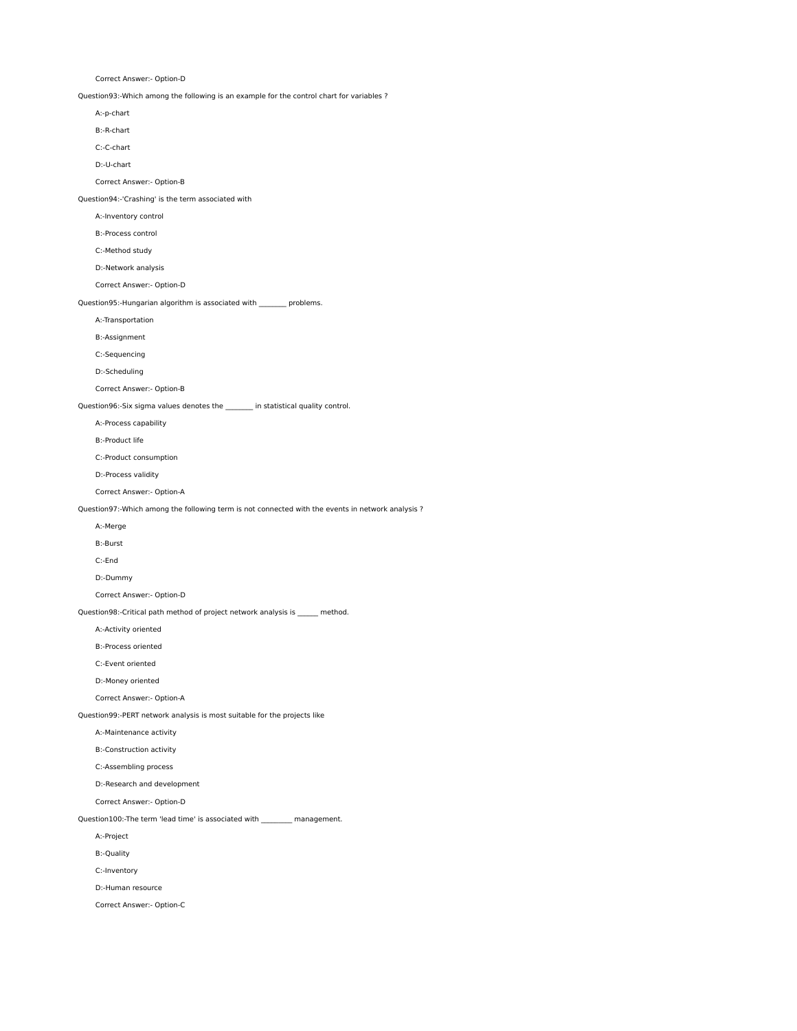Correct Answer:- Option-D

Question93:-Which among the following is an example for the control chart for variables ?

A:-p-chart

B:-R-chart

C:-C-chart

D:-U-chart

Correct Answer:- Option-B

Question94:-'Crashing' is the term associated with

A:-Inventory control

B:-Process control

C:-Method study

D:-Network analysis

Correct Answer:- Option-D

Question95:-Hungarian algorithm is associated with ________ problems.

A:-Transportation

B:-Assignment

C:-Sequencing

D:-Scheduling

Correct Answer:- Option-B

Question96:-Six sigma values denotes the ________ in statistical quality control.

A:-Process capability

B:-Product life

C:-Product consumption

D:-Process validity

Correct Answer:- Option-A

Question97:-Which among the following term is not connected with the events in network analysis ?

A:-Merge

B:-Burst

C:-End

D:-Dummy

Correct Answer:- Option-D

Question98:-Critical path method of project network analysis is ______ method.

A:-Activity oriented

B:-Process oriented

C:-Event oriented

D:-Money oriented

Correct Answer:- Option-A

Question99:-PERT network analysis is most suitable for the projects like

A:-Maintenance activity

B:-Construction activity

C:-Assembling process

D:-Research and development

Correct Answer:- Option-D

Question100:-The term 'lead time' is associated with _________ management.

A:-Project

B:-Quality

C:-Inventory

D:-Human resource

Correct Answer:- Option-C